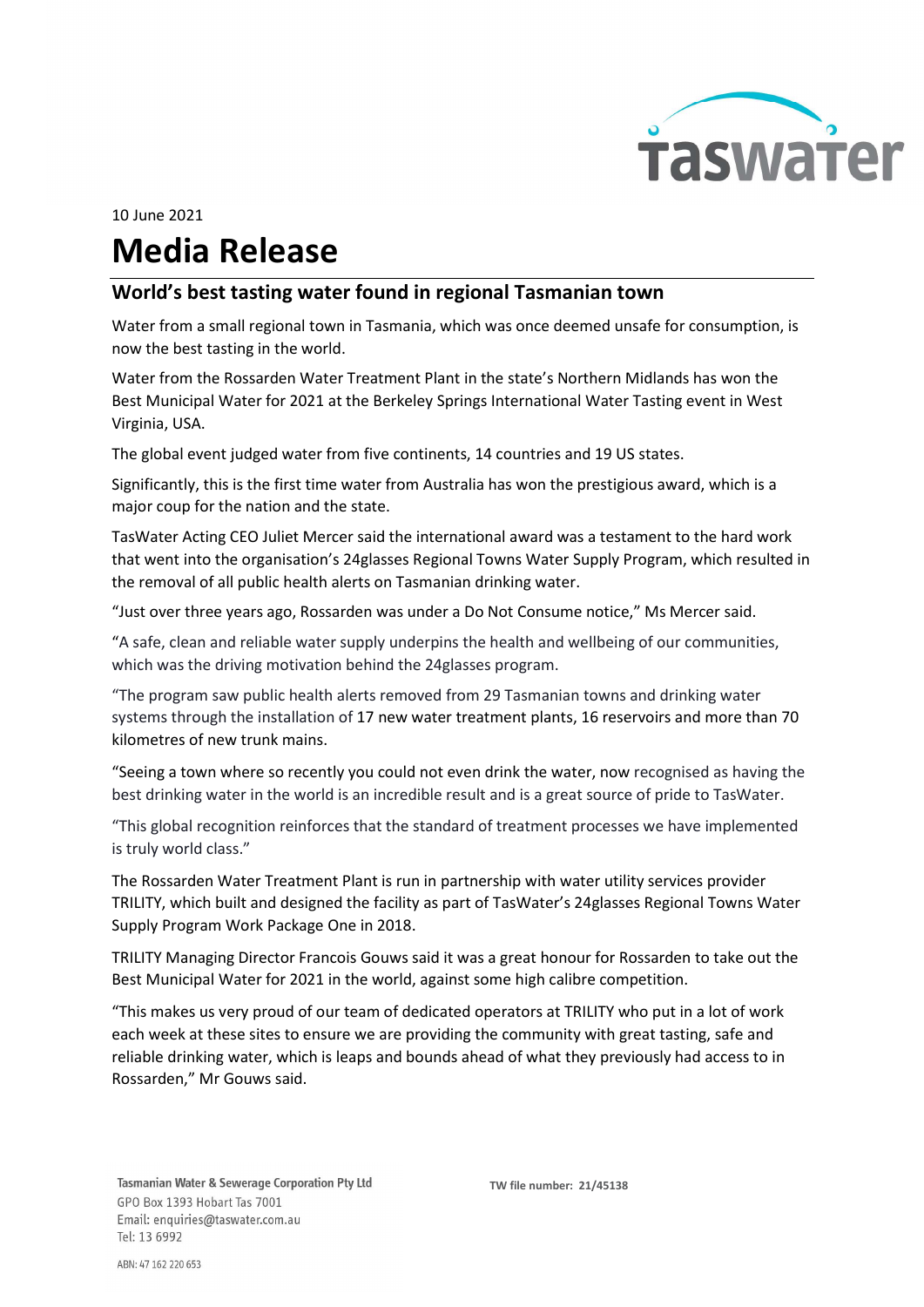10 June 2021

# Media Release

## World's best tasting water found in regional Tasmanian town

Water from a small regional town in Tasmania, which was once deemed unsafe for consumption, is now the best tasting in the world.

Water from the Rossarden Water Treatment Plant in the state's Northern Midlands has won the Best Municipal Water for 2021 at the Berkeley Springs International Water Tasting event in West Virginia, USA.

The global event judged water from five continents, 14 countries and 19 US states.

Significantly, this is the first time water from Australia has won the prestigious award, which is a major coup for the nation and the state.

TasWater Acting CEO Juliet Mercer said the international award was a testament to the hard work that went into the organisation's 24glasses Regional Towns Water Supply Program, which resulted in the removal of all public health alerts on Tasmanian drinking water.

"Just over three years ago, Rossarden was under a Do Not Consume notice," Ms Mercer said.

"A safe, clean and reliable water supply underpins the health and wellbeing of our communities, which was the driving motivation behind the 24glasses program.

"The program saw public health alerts removed from 29 Tasmanian towns and drinking water systems through the installation of 17 new water treatment plants, 16 reservoirs and more than 70 kilometres of new trunk mains.

"Seeing a town where so recently you could not even drink the water, now recognised as having the best drinking water in the world is an incredible result and is a great source of pride to TasWater.

"This global recognition reinforces that the standard of treatment processes we have implemented is truly world class."

The Rossarden Water Treatment Plant is run in partnership with water utility services provider TRILITY, which built and designed the facility as part of TasWater's 24glasses Regional Towns Water Supply Program Work Package One in 2018.

TRILITY Managing Director Francois Gouws said it was a great honour for Rossarden to take out the Best Municipal Water for 2021 in the world, against some high calibre competition.

"This makes us very proud of our team of dedicated operators at TRILITY who put in a lot of work each week at these sites to ensure we are providing the community with great tasting, safe and reliable drinking water, which is leaps and bounds ahead of what they previously had access to in Rossarden," Mr Gouws said.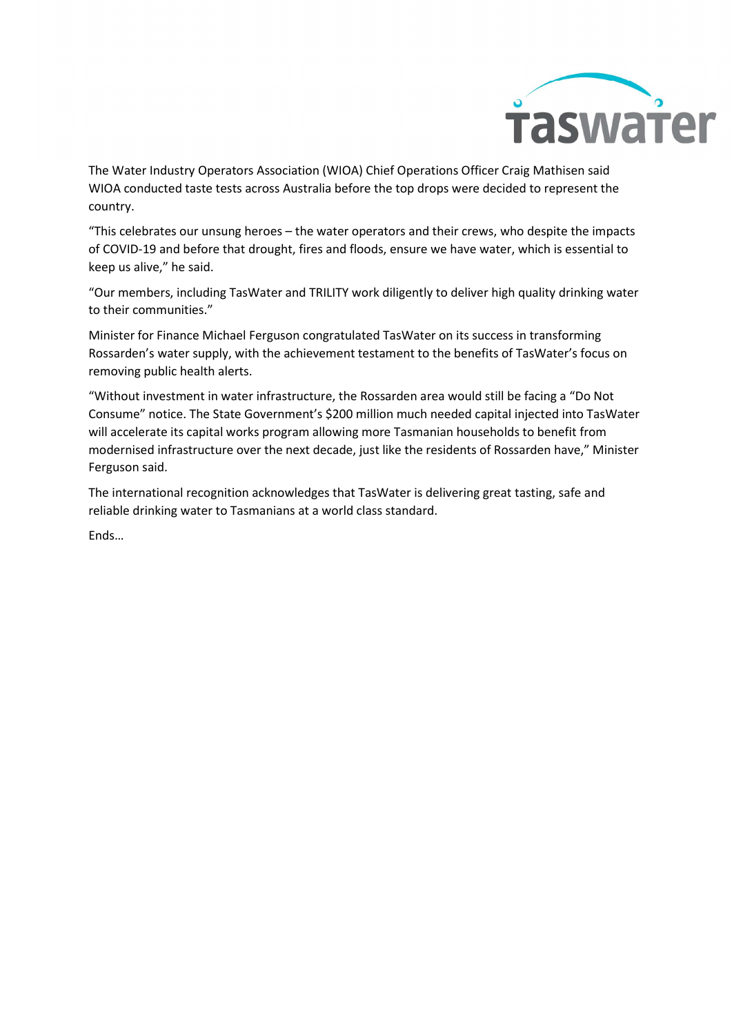The Water Industry Operators Association (WIOA) Chief Operations Officer Craig Mathisen said WIOA conducted taste tests across Australia before the top drops were decided to represent the country.

“This celebrates our unsung heroes – the water operators and their crews, who despite the impacts of COVID-19 and before that drought, fires and floods, ensure we have water, which is essential to keep us alive,” he said.

“Our members, including TasWater and TRILITY work diligently to deliver high quality drinking water to their communities.”

Minister for Finance Michael Ferguson congratulated TasWater on its success in transforming Rossarden’s water supply, with the achievement testament to the benefits of TasWater’s focus on removing public health alerts.

“Without investment in water infrastructure, the Rossarden area would still be facing a “Do Not Consume” notice. The State Government’s $200 million much needed capital injected into TasWater will accelerate its capital works program allowing more Tasmanian households to benefit from modernised infrastructure over the next decade, just like the residents of Rossarden have,” Minister Ferguson said.

The international recognition acknowledges that TasWater is delivering great tasting, safe and reliable drinking water to Tasmanians at a world class standard.

Ends…